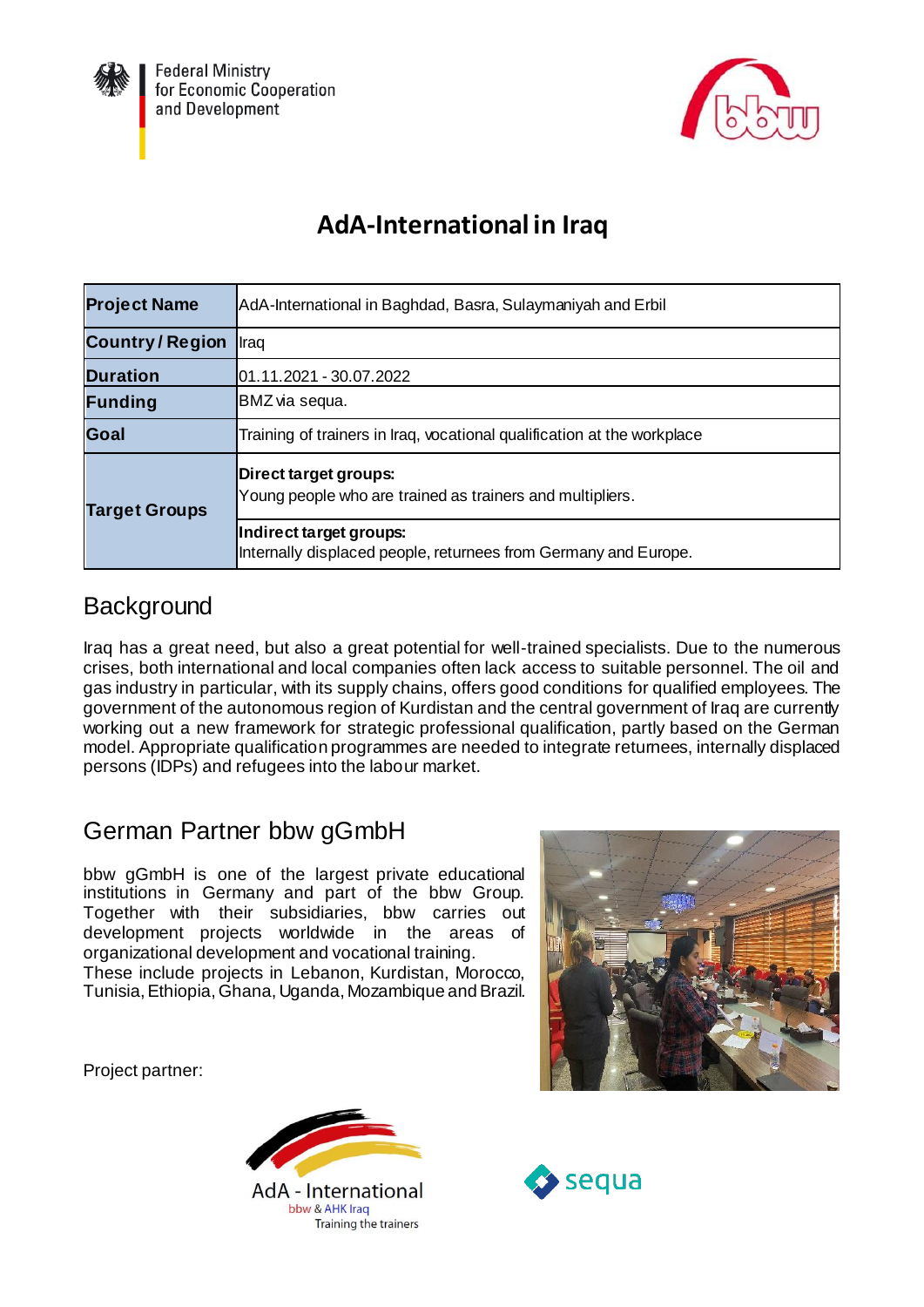Federal Ministry for Economic Cooperation and Development

# AdA-International in Iraq

| Project Name | AdA-International in Baghdad, Basra, Sulaymaniyah and Erbil |
|---|---|
| Country / Region | Iraq |
| Duration | 01.11.2021 - 30.07.2022 |
| Funding | BMZ via sequa. |
| Goal | Training of trainers in Iraq, vocational qualification at the workplace |
| Target Groups | **Direct target groups:** Young people who are trained as trainers and multipliers. |
| | **Indirect target groups:** Internally displaced people, returnees from Germany and Europe. |

## Background

Iraq has a great need, but also a great potential for well-trained specialists. Due to the numerous crises, both international and local companies often lack access to suitable personnel. The oil and gas industry in particular, with its supply chains, offers good conditions for qualified employees. The government of the autonomous region of Kurdistan and the central government of Iraq are currently working out a new framework for strategic professional qualification, partly based on the German model. Appropriate qualification programmes are needed to integrate returnees, internally displaced persons (IDPs) and refugees into the labour market.

## German Partner bbw gGmbH

bbw gGmbH is one of the largest private educational institutions in Germany and part of the bbw Group. Together with their subsidiaries, bbw carries out development projects worldwide in the areas of organizational development and vocational training.
These include projects in Lebanon, Kurdistan, Morocco, Tunisia, Ethiopia, Ghana, Uganda, Mozambique and Brazil.

Project partner:

AdA - International
bbw & AHK Iraq
Training the trainers

sequa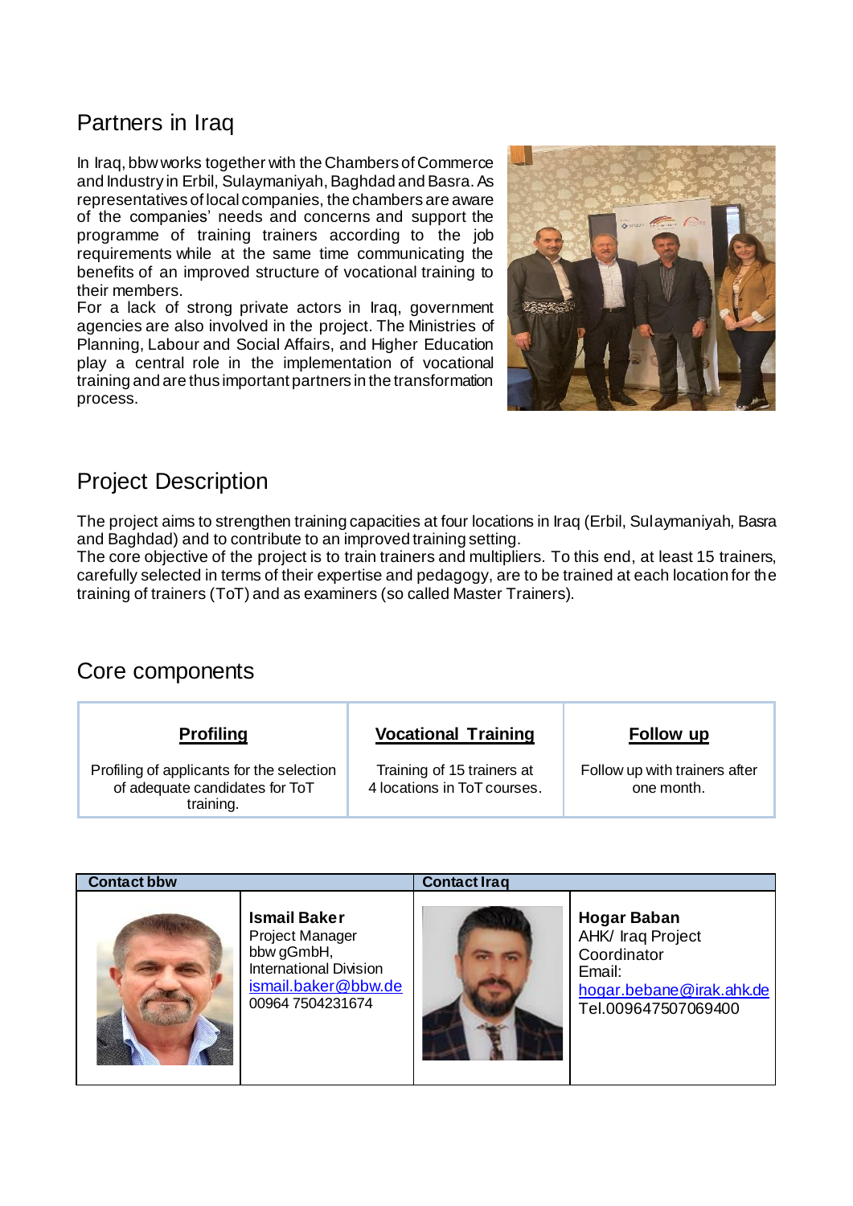## Partners in Iraq

In Iraq, bbw works together with the Chambers of Commerce and Industry in Erbil, Sulaymaniyah, Baghdad and Basra. As representatives of local companies, the chambers are aware of the companies' needs and concerns and support the programme of training trainers according to the job requirements while at the same time communicating the benefits of an improved structure of vocational training to their members.

For a lack of strong private actors in Iraq, government agencies are also involved in the project. The Ministries of Planning, Labour and Social Affairs, and Higher Education play a central role in the implementation of vocational training and are thus important partners in the transformation process.

## Project Description

The project aims to strengthen training capacities at four locations in Iraq (Erbil, Sulaymaniyah, Basra and Baghdad) and to contribute to an improved training setting.

The core objective of the project is to train trainers and multipliers. To this end, at least 15 trainers, carefully selected in terms of their expertise and pedagogy, are to be trained at each location for the training of trainers (ToT) and as examiners (so called Master Trainers).

## Core components

| **Profiling** | **Vocational Training** | **Follow up** |
|---|---|---|
| Profiling of applicants for the selection of adequate candidates for ToT training. | Training of 15 trainers at 4 locations in ToT courses. | Follow up with trainers after one month. |

| Contact bbw | | Contact Iraq | |
|---|---|---|---|
| | **Ismail Baker**<br>Project Manager<br>bbw gGmbH,<br>International Division<br>ismail.baker@bbw.de<br>00964 7504231674 | | **Hogar Baban**<br>AHK/ Iraq Project Coordinator<br>Email:<br>hogar.bebane@irak.ahk.de<br>Tel.009647507069400 |